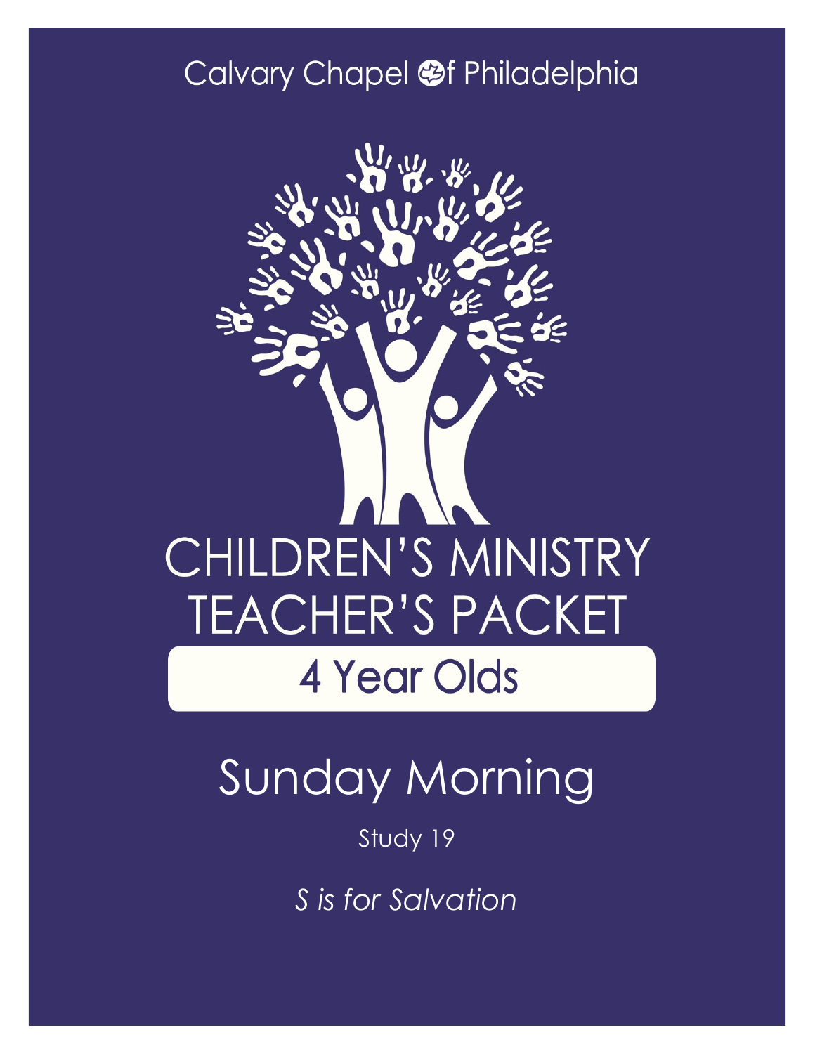Calvary Chapel of Philadelphia

# CHILDREN'S MINISTRY TEACHER'S PACKET

## 4 Year Olds

# Sunday Morning

Study 19

*S is for Salvation*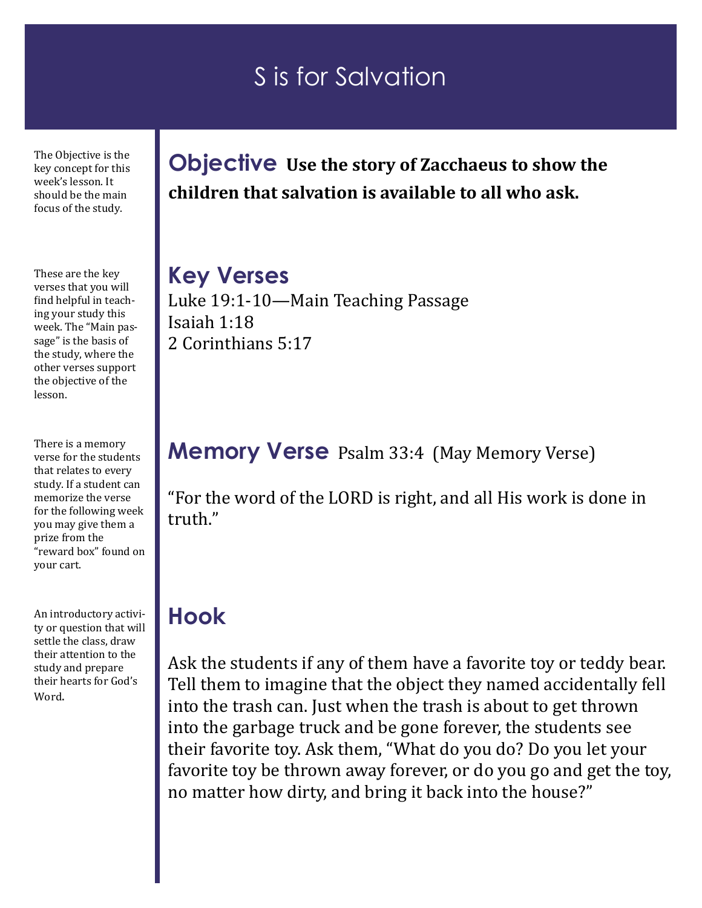# S is for Salvation

The Objective is the key concept for this week's lesson. It should be the main focus of the study.

## Objective

**Use the story of Zacchaeus to show the children that salvation is available to all who ask.**

These are the key verses that you will find helpful in teaching your study this week. The "Main passage" is the basis of the study, where the other verses support the objective of the lesson.

## Key Verses

Luke 19:1-10—Main Teaching Passage
Isaiah 1:18
2 Corinthians 5:17

There is a memory verse for the students that relates to every study. If a student can memorize the verse for the following week you may give them a prize from the "reward box" found on your cart.

## Memory Verse

Psalm 33:4 (May Memory Verse)

"For the word of the LORD is right, and all His work is done in truth."

An introductory activity or question that will settle the class, draw their attention to the study and prepare their hearts for God's Word.

## Hook

Ask the students if any of them have a favorite toy or teddy bear. Tell them to imagine that the object they named accidentally fell into the trash can. Just when the trash is about to get thrown into the garbage truck and be gone forever, the students see their favorite toy. Ask them, "What do you do? Do you let your favorite toy be thrown away forever, or do you go and get the toy, no matter how dirty, and bring it back into the house?"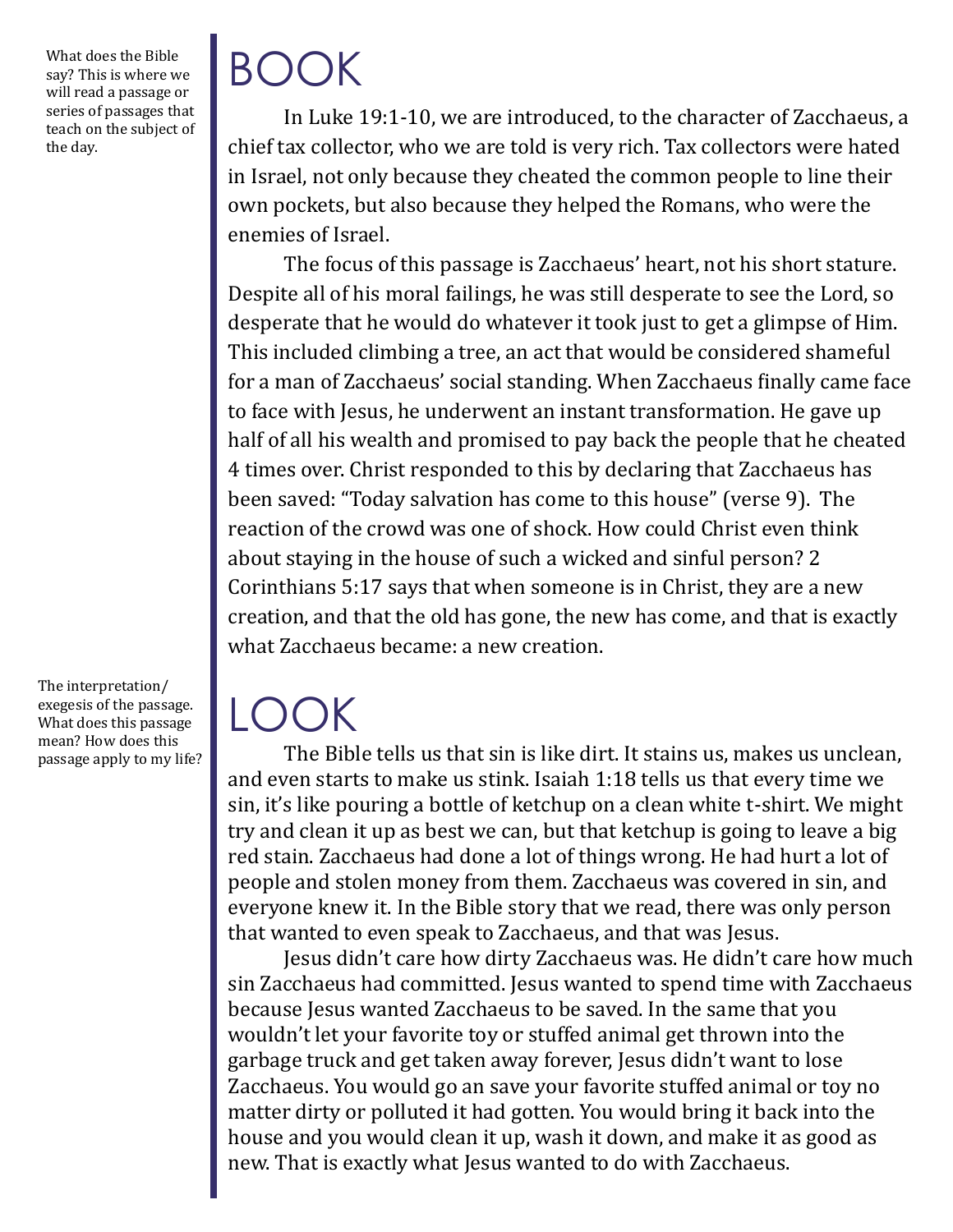What does the Bible say? This is where we will read a passage or series of passages that teach on the subject of the day.

# BOOK

In Luke 19:1-10, we are introduced, to the character of Zacchaeus, a chief tax collector, who we are told is very rich. Tax collectors were hated in Israel, not only because they cheated the common people to line their own pockets, but also because they helped the Romans, who were the enemies of Israel.

The focus of this passage is Zacchaeus' heart, not his short stature. Despite all of his moral failings, he was still desperate to see the Lord, so desperate that he would do whatever it took just to get a glimpse of Him. This included climbing a tree, an act that would be considered shameful for a man of Zacchaeus' social standing. When Zacchaeus finally came face to face with Jesus, he underwent an instant transformation. He gave up half of all his wealth and promised to pay back the people that he cheated 4 times over. Christ responded to this by declaring that Zacchaeus has been saved: "Today salvation has come to this house" (verse 9). The reaction of the crowd was one of shock. How could Christ even think about staying in the house of such a wicked and sinful person? 2 Corinthians 5:17 says that when someone is in Christ, they are a new creation, and that the old has gone, the new has come, and that is exactly what Zacchaeus became: a new creation.

The interpretation/ exegesis of the passage. What does this passage mean? How does this passage apply to my life?

# LOOK

The Bible tells us that sin is like dirt. It stains us, makes us unclean, and even starts to make us stink. Isaiah 1:18 tells us that every time we sin, it's like pouring a bottle of ketchup on a clean white t-shirt. We might try and clean it up as best we can, but that ketchup is going to leave a big red stain. Zacchaeus had done a lot of things wrong. He had hurt a lot of people and stolen money from them. Zacchaeus was covered in sin, and everyone knew it. In the Bible story that we read, there was only person that wanted to even speak to Zacchaeus, and that was Jesus.

Jesus didn't care how dirty Zacchaeus was. He didn't care how much sin Zacchaeus had committed. Jesus wanted to spend time with Zacchaeus because Jesus wanted Zacchaeus to be saved. In the same that you wouldn't let your favorite toy or stuffed animal get thrown into the garbage truck and get taken away forever, Jesus didn't want to lose Zacchaeus. You would go an save your favorite stuffed animal or toy no matter dirty or polluted it had gotten. You would bring it back into the house and you would clean it up, wash it down, and make it as good as new. That is exactly what Jesus wanted to do with Zacchaeus.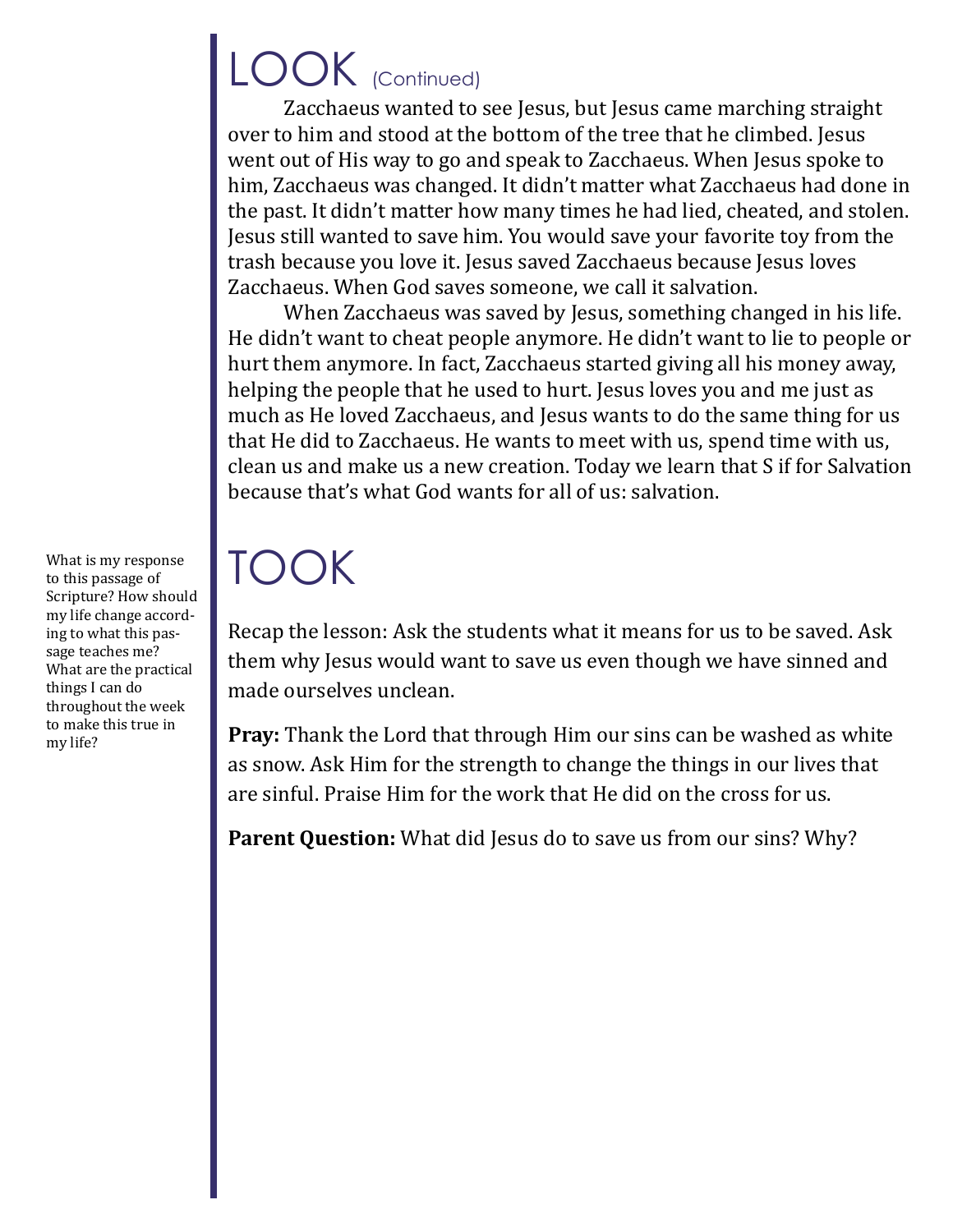# LOOK (Continued)

Zacchaeus wanted to see Jesus, but Jesus came marching straight over to him and stood at the bottom of the tree that he climbed. Jesus went out of His way to go and speak to Zacchaeus. When Jesus spoke to him, Zacchaeus was changed. It didn't matter what Zacchaeus had done in the past. It didn't matter how many times he had lied, cheated, and stolen. Jesus still wanted to save him. You would save your favorite toy from the trash because you love it. Jesus saved Zacchaeus because Jesus loves Zacchaeus. When God saves someone, we call it salvation.

When Zacchaeus was saved by Jesus, something changed in his life. He didn't want to cheat people anymore. He didn't want to lie to people or hurt them anymore. In fact, Zacchaeus started giving all his money away, helping the people that he used to hurt. Jesus loves you and me just as much as He loved Zacchaeus, and Jesus wants to do the same thing for us that He did to Zacchaeus. He wants to meet with us, spend time with us, clean us and make us a new creation. Today we learn that S if for Salvation because that's what God wants for all of us: salvation.

# TOOK

What is my response to this passage of Scripture? How should my life change according to what this passage teaches me? What are the practical things I can do throughout the week to make this true in my life?

Recap the lesson: Ask the students what it means for us to be saved. Ask them why Jesus would want to save us even though we have sinned and made ourselves unclean.

**Pray:** Thank the Lord that through Him our sins can be washed as white as snow. Ask Him for the strength to change the things in our lives that are sinful. Praise Him for the work that He did on the cross for us.

**Parent Question:** What did Jesus do to save us from our sins? Why?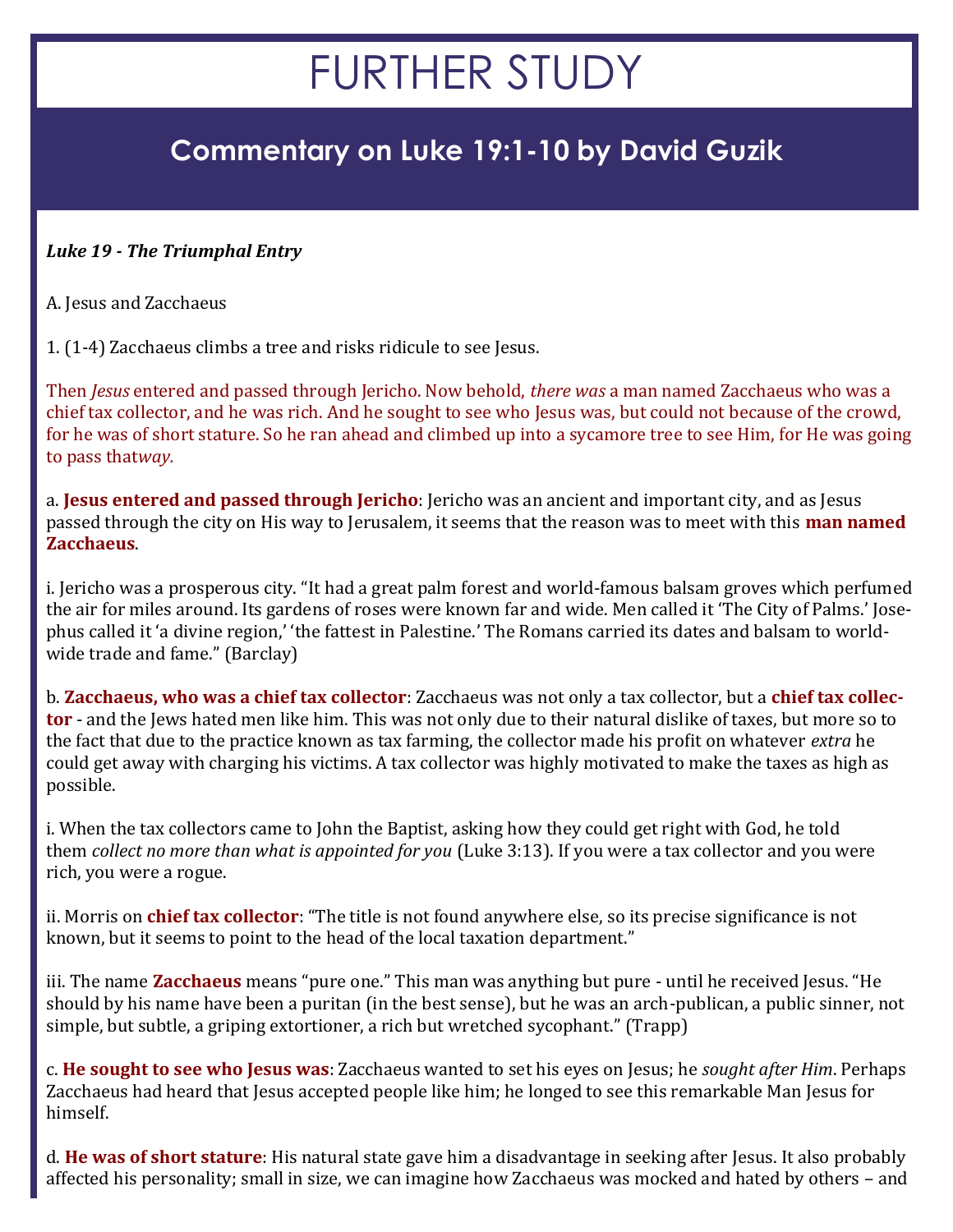# FURTHER STUDY

## Commentary on Luke 19:1-10 by David Guzik

***Luke 19 - The Triumphal Entry***

A. Jesus and Zacchaeus

1. (1-4) Zacchaeus climbs a tree and risks ridicule to see Jesus.

Then *Jesus* entered and passed through Jericho. Now behold, *there was* a man named Zacchaeus who was a chief tax collector, and he was rich. And he sought to see who Jesus was, but could not because of the crowd, for he was of short stature. So he ran ahead and climbed up into a sycamore tree to see Him, for He was going to pass that*way.*

a. **Jesus entered and passed through Jericho**: Jericho was an ancient and important city, and as Jesus passed through the city on His way to Jerusalem, it seems that the reason was to meet with this **man named Zacchaeus**.

i. Jericho was a prosperous city. "It had a great palm forest and world-famous balsam groves which perfumed the air for miles around. Its gardens of roses were known far and wide. Men called it 'The City of Palms.' Josephus called it 'a divine region,' 'the fattest in Palestine.' The Romans carried its dates and balsam to world-wide trade and fame." (Barclay)

b. **Zacchaeus, who was a chief tax collector**: Zacchaeus was not only a tax collector, but a **chief tax collector** - and the Jews hated men like him. This was not only due to their natural dislike of taxes, but more so to the fact that due to the practice known as tax farming, the collector made his profit on whatever *extra* he could get away with charging his victims. A tax collector was highly motivated to make the taxes as high as possible.

i. When the tax collectors came to John the Baptist, asking how they could get right with God, he told them *collect no more than what is appointed for you* (Luke 3:13). If you were a tax collector and you were rich, you were a rogue.

ii. Morris on **chief tax collector**: "The title is not found anywhere else, so its precise significance is not known, but it seems to point to the head of the local taxation department."

iii. The name **Zacchaeus** means "pure one." This man was anything but pure - until he received Jesus. "He should by his name have been a puritan (in the best sense), but he was an arch-publican, a public sinner, not simple, but subtle, a griping extortioner, a rich but wretched sycophant." (Trapp)

c. **He sought to see who Jesus was**: Zacchaeus wanted to set his eyes on Jesus; he *sought after Him*. Perhaps Zacchaeus had heard that Jesus accepted people like him; he longed to see this remarkable Man Jesus for himself.

d. **He was of short stature**: His natural state gave him a disadvantage in seeking after Jesus. It also probably affected his personality; small in size, we can imagine how Zacchaeus was mocked and hated by others – and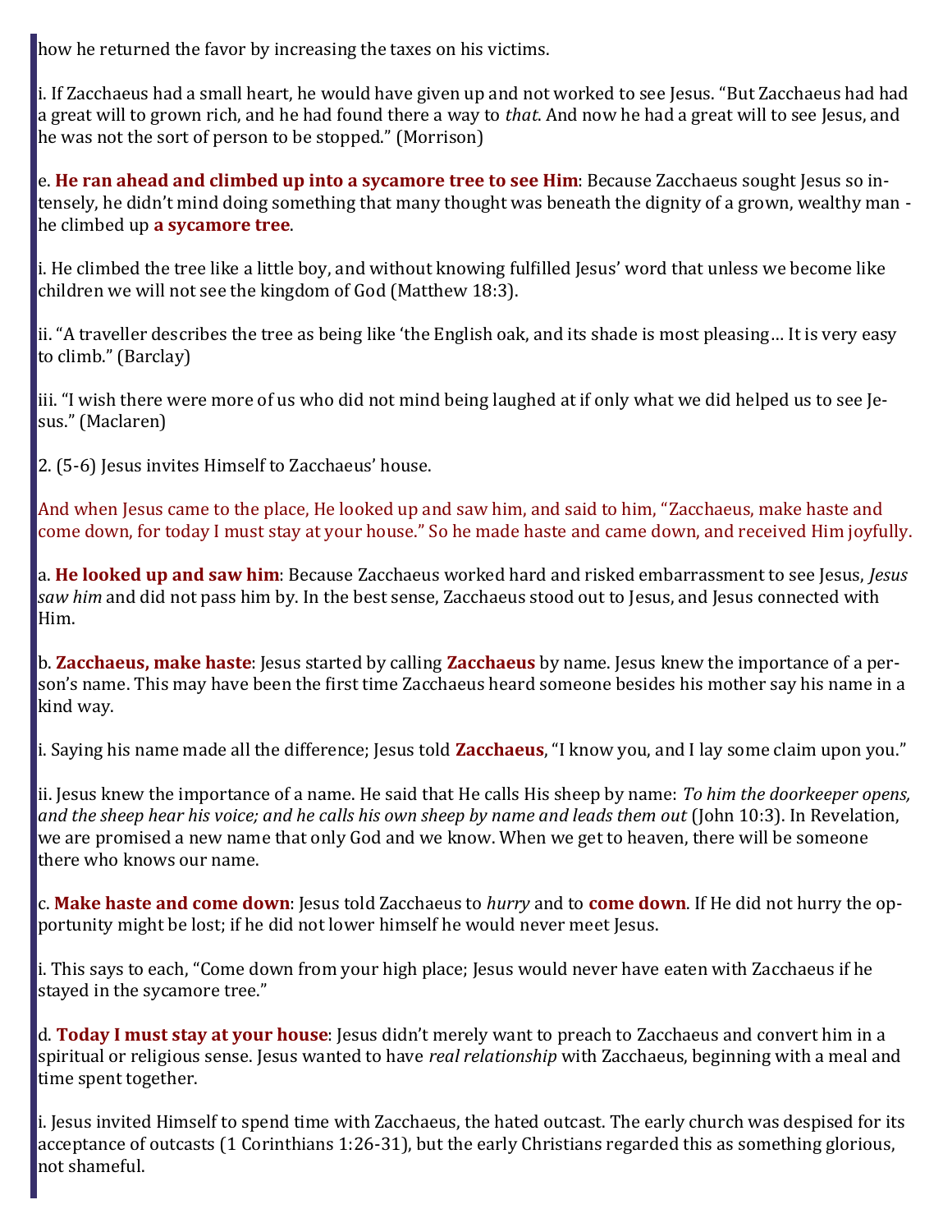how he returned the favor by increasing the taxes on his victims.

i. If Zacchaeus had a small heart, he would have given up and not worked to see Jesus. "But Zacchaeus had had a great will to grown rich, and he had found there a way to *that*. And now he had a great will to see Jesus, and he was not the sort of person to be stopped." (Morrison)

e. **He ran ahead and climbed up into a sycamore tree to see Him**: Because Zacchaeus sought Jesus so intensely, he didn't mind doing something that many thought was beneath the dignity of a grown, wealthy man - he climbed up **a sycamore tree**.

i. He climbed the tree like a little boy, and without knowing fulfilled Jesus' word that unless we become like children we will not see the kingdom of God (Matthew 18:3).

ii. "A traveller describes the tree as being like 'the English oak, and its shade is most pleasing… It is very easy to climb." (Barclay)

iii. "I wish there were more of us who did not mind being laughed at if only what we did helped us to see Jesus." (Maclaren)

2. (5-6) Jesus invites Himself to Zacchaeus' house.

And when Jesus came to the place, He looked up and saw him, and said to him, "Zacchaeus, make haste and come down, for today I must stay at your house." So he made haste and came down, and received Him joyfully.

a. **He looked up and saw him**: Because Zacchaeus worked hard and risked embarrassment to see Jesus, *Jesus saw him* and did not pass him by. In the best sense, Zacchaeus stood out to Jesus, and Jesus connected with Him.

b. **Zacchaeus, make haste**: Jesus started by calling **Zacchaeus** by name. Jesus knew the importance of a person's name. This may have been the first time Zacchaeus heard someone besides his mother say his name in a kind way.

i. Saying his name made all the difference; Jesus told **Zacchaeus**, "I know you, and I lay some claim upon you."

ii. Jesus knew the importance of a name. He said that He calls His sheep by name: *To him the doorkeeper opens, and the sheep hear his voice; and he calls his own sheep by name and leads them out* (John 10:3). In Revelation, we are promised a new name that only God and we know. When we get to heaven, there will be someone there who knows our name.

c. **Make haste and come down**: Jesus told Zacchaeus to *hurry* and to **come down**. If He did not hurry the opportunity might be lost; if he did not lower himself he would never meet Jesus.

i. This says to each, "Come down from your high place; Jesus would never have eaten with Zacchaeus if he stayed in the sycamore tree."

d. **Today I must stay at your house**: Jesus didn't merely want to preach to Zacchaeus and convert him in a spiritual or religious sense. Jesus wanted to have *real relationship* with Zacchaeus, beginning with a meal and time spent together.

i. Jesus invited Himself to spend time with Zacchaeus, the hated outcast. The early church was despised for its acceptance of outcasts (1 Corinthians 1:26-31), but the early Christians regarded this as something glorious, not shameful.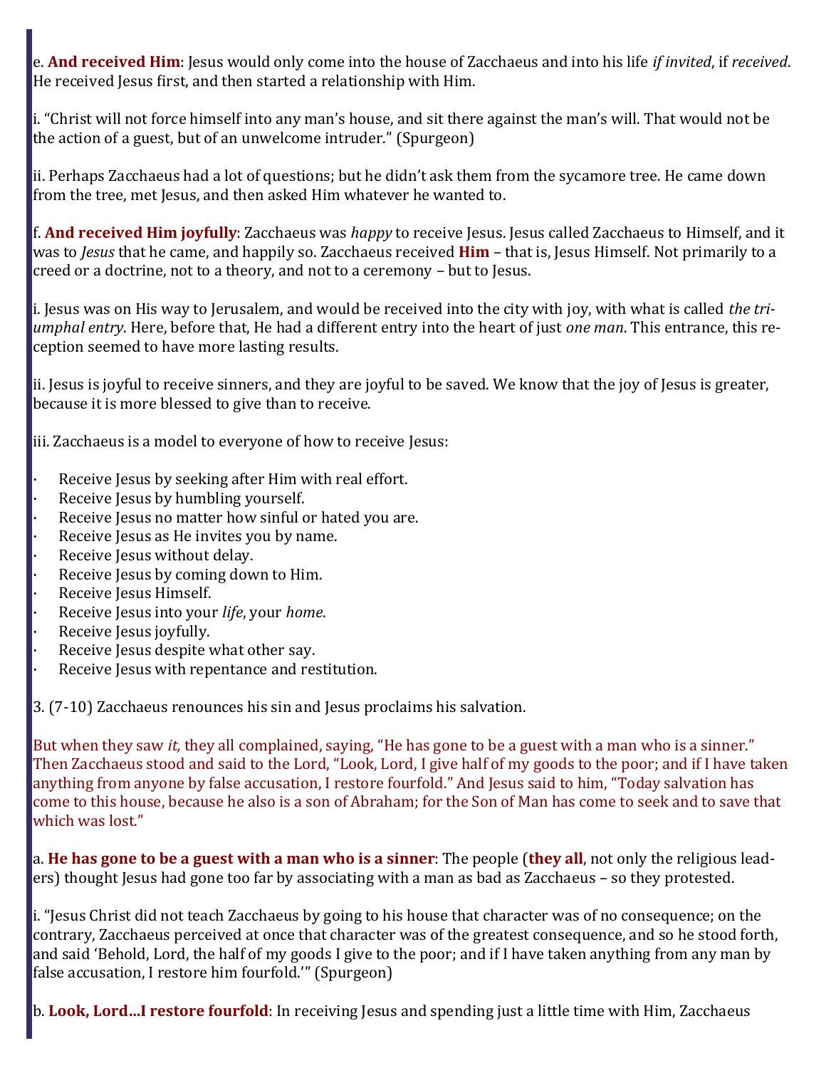e. **And received Him**: Jesus would only come into the house of Zacchaeus and into his life *if invited*, if *received*. He received Jesus first, and then started a relationship with Him.

i. "Christ will not force himself into any man's house, and sit there against the man's will. That would not be the action of a guest, but of an unwelcome intruder." (Spurgeon)

ii. Perhaps Zacchaeus had a lot of questions; but he didn't ask them from the sycamore tree. He came down from the tree, met Jesus, and then asked Him whatever he wanted to.

f. **And received Him joyfully**: Zacchaeus was *happy* to receive Jesus. Jesus called Zacchaeus to Himself, and it was to *Jesus* that he came, and happily so. Zacchaeus received **Him** – that is, Jesus Himself. Not primarily to a creed or a doctrine, not to a theory, and not to a ceremony – but to Jesus.

i. Jesus was on His way to Jerusalem, and would be received into the city with joy, with what is called *the triumphal entry*. Here, before that, He had a different entry into the heart of just *one man*. This entrance, this reception seemed to have more lasting results.

ii. Jesus is joyful to receive sinners, and they are joyful to be saved. We know that the joy of Jesus is greater, because it is more blessed to give than to receive.

iii. Zacchaeus is a model to everyone of how to receive Jesus:

- Receive Jesus by seeking after Him with real effort.
- Receive Jesus by humbling yourself.
- Receive Jesus no matter how sinful or hated you are.
- Receive Jesus as He invites you by name.
- Receive Jesus without delay.
- Receive Jesus by coming down to Him.
- Receive Jesus Himself.
- Receive Jesus into your *life*, your *home*.
- Receive Jesus joyfully.
- Receive Jesus despite what other say.
- Receive Jesus with repentance and restitution.

3. (7-10) Zacchaeus renounces his sin and Jesus proclaims his salvation.

But when they saw *it,* they all complained, saying, "He has gone to be a guest with a man who is a sinner." Then Zacchaeus stood and said to the Lord, "Look, Lord, I give half of my goods to the poor; and if I have taken anything from anyone by false accusation, I restore fourfold." And Jesus said to him, "Today salvation has come to this house, because he also is a son of Abraham; for the Son of Man has come to seek and to save that which was lost."

a. **He has gone to be a guest with a man who is a sinner**: The people (**they all**, not only the religious leaders) thought Jesus had gone too far by associating with a man as bad as Zacchaeus – so they protested.

i. "Jesus Christ did not teach Zacchaeus by going to his house that character was of no consequence; on the contrary, Zacchaeus perceived at once that character was of the greatest consequence, and so he stood forth, and said 'Behold, Lord, the half of my goods I give to the poor; and if I have taken anything from any man by false accusation, I restore him fourfold.'" (Spurgeon)

b. **Look, Lord…I restore fourfold**: In receiving Jesus and spending just a little time with Him, Zacchaeus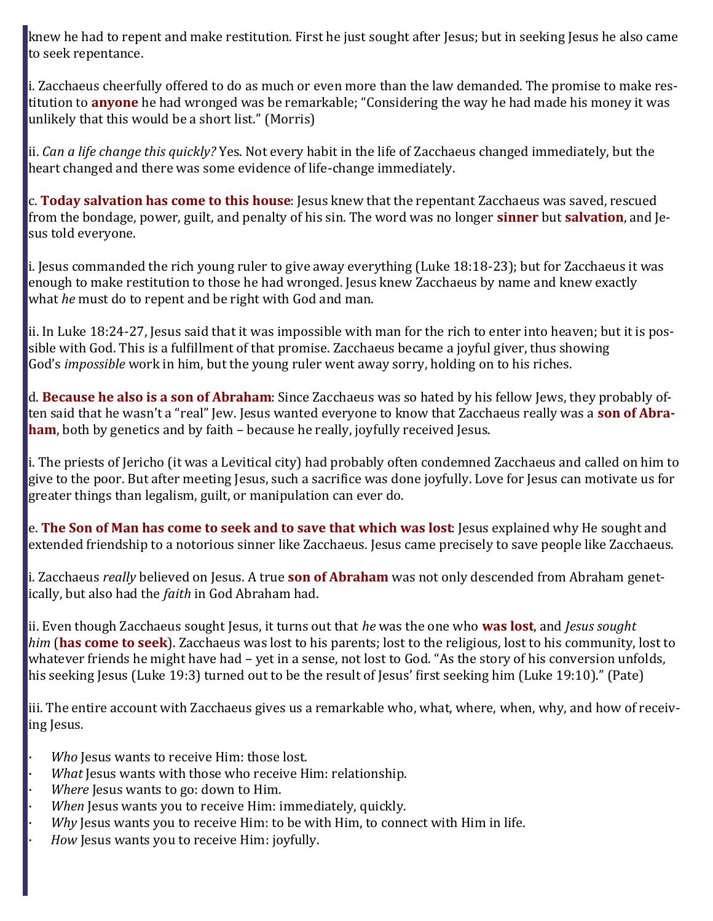knew he had to repent and make restitution. First he just sought after Jesus; but in seeking Jesus he also came to seek repentance.

i. Zacchaeus cheerfully offered to do as much or even more than the law demanded. The promise to make restitution to **anyone** he had wronged was be remarkable; "Considering the way he had made his money it was unlikely that this would be a short list." (Morris)

ii. *Can a life change this quickly?* Yes. Not every habit in the life of Zacchaeus changed immediately, but the heart changed and there was some evidence of life-change immediately.

c. **Today salvation has come to this house**: Jesus knew that the repentant Zacchaeus was saved, rescued from the bondage, power, guilt, and penalty of his sin. The word was no longer **sinner** but **salvation**, and Jesus told everyone.

i. Jesus commanded the rich young ruler to give away everything (Luke 18:18-23); but for Zacchaeus it was enough to make restitution to those he had wronged. Jesus knew Zacchaeus by name and knew exactly what *he* must do to repent and be right with God and man.

ii. In Luke 18:24-27, Jesus said that it was impossible with man for the rich to enter into heaven; but it is possible with God. This is a fulfillment of that promise. Zacchaeus became a joyful giver, thus showing God's *impossible* work in him, but the young ruler went away sorry, holding on to his riches.

d. **Because he also is a son of Abraham**: Since Zacchaeus was so hated by his fellow Jews, they probably often said that he wasn't a "real" Jew. Jesus wanted everyone to know that Zacchaeus really was a **son of Abraham**, both by genetics and by faith – because he really, joyfully received Jesus.

i. The priests of Jericho (it was a Levitical city) had probably often condemned Zacchaeus and called on him to give to the poor. But after meeting Jesus, such a sacrifice was done joyfully. Love for Jesus can motivate us for greater things than legalism, guilt, or manipulation can ever do.

e. **The Son of Man has come to seek and to save that which was lost**: Jesus explained why He sought and extended friendship to a notorious sinner like Zacchaeus. Jesus came precisely to save people like Zacchaeus.

i. Zacchaeus *really* believed on Jesus. A true **son of Abraham** was not only descended from Abraham genetically, but also had the *faith* in God Abraham had.

ii. Even though Zacchaeus sought Jesus, it turns out that *he* was the one who **was lost**, and *Jesus sought him* (**has come to seek**). Zacchaeus was lost to his parents; lost to the religious, lost to his community, lost to whatever friends he might have had – yet in a sense, not lost to God. "As the story of his conversion unfolds, his seeking Jesus (Luke 19:3) turned out to be the result of Jesus' first seeking him (Luke 19:10)." (Pate)

iii. The entire account with Zacchaeus gives us a remarkable who, what, where, when, why, and how of receiving Jesus.

- *Who* Jesus wants to receive Him: those lost.
- *What* Jesus wants with those who receive Him: relationship.
- *Where* Jesus wants to go: down to Him.
- *When* Jesus wants you to receive Him: immediately, quickly.
- *Why* Jesus wants you to receive Him: to be with Him, to connect with Him in life.
- *How* Jesus wants you to receive Him: joyfully.